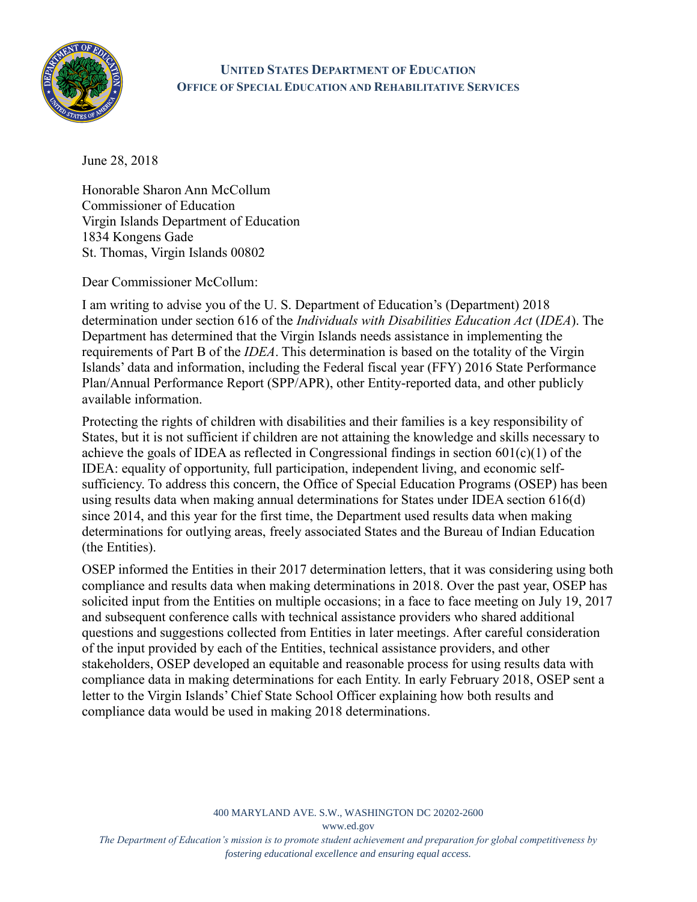**UNITED STATES DEPARTMENT OF EDUCATION**
**OFFICE OF SPECIAL EDUCATION AND REHABILITATIVE SERVICES**

June 28, 2018

Honorable Sharon Ann McCollum
Commissioner of Education
Virgin Islands Department of Education
1834 Kongens Gade
St. Thomas, Virgin Islands 00802

Dear Commissioner McCollum:

I am writing to advise you of the U. S. Department of Education's (Department) 2018 determination under section 616 of the *Individuals with Disabilities Education Act* (*IDEA*). The Department has determined that the Virgin Islands needs assistance in implementing the requirements of Part B of the *IDEA*. This determination is based on the totality of the Virgin Islands' data and information, including the Federal fiscal year (FFY) 2016 State Performance Plan/Annual Performance Report (SPP/APR), other Entity-reported data, and other publicly available information.

Protecting the rights of children with disabilities and their families is a key responsibility of States, but it is not sufficient if children are not attaining the knowledge and skills necessary to achieve the goals of IDEA as reflected in Congressional findings in section 601(c)(1) of the IDEA: equality of opportunity, full participation, independent living, and economic self-sufficiency. To address this concern, the Office of Special Education Programs (OSEP) has been using results data when making annual determinations for States under IDEA section 616(d) since 2014, and this year for the first time, the Department used results data when making determinations for outlying areas, freely associated States and the Bureau of Indian Education (the Entities).

OSEP informed the Entities in their 2017 determination letters, that it was considering using both compliance and results data when making determinations in 2018. Over the past year, OSEP has solicited input from the Entities on multiple occasions; in a face to face meeting on July 19, 2017 and subsequent conference calls with technical assistance providers who shared additional questions and suggestions collected from Entities in later meetings. After careful consideration of the input provided by each of the Entities, technical assistance providers, and other stakeholders, OSEP developed an equitable and reasonable process for using results data with compliance data in making determinations for each Entity. In early February 2018, OSEP sent a letter to the Virgin Islands' Chief State School Officer explaining how both results and compliance data would be used in making 2018 determinations.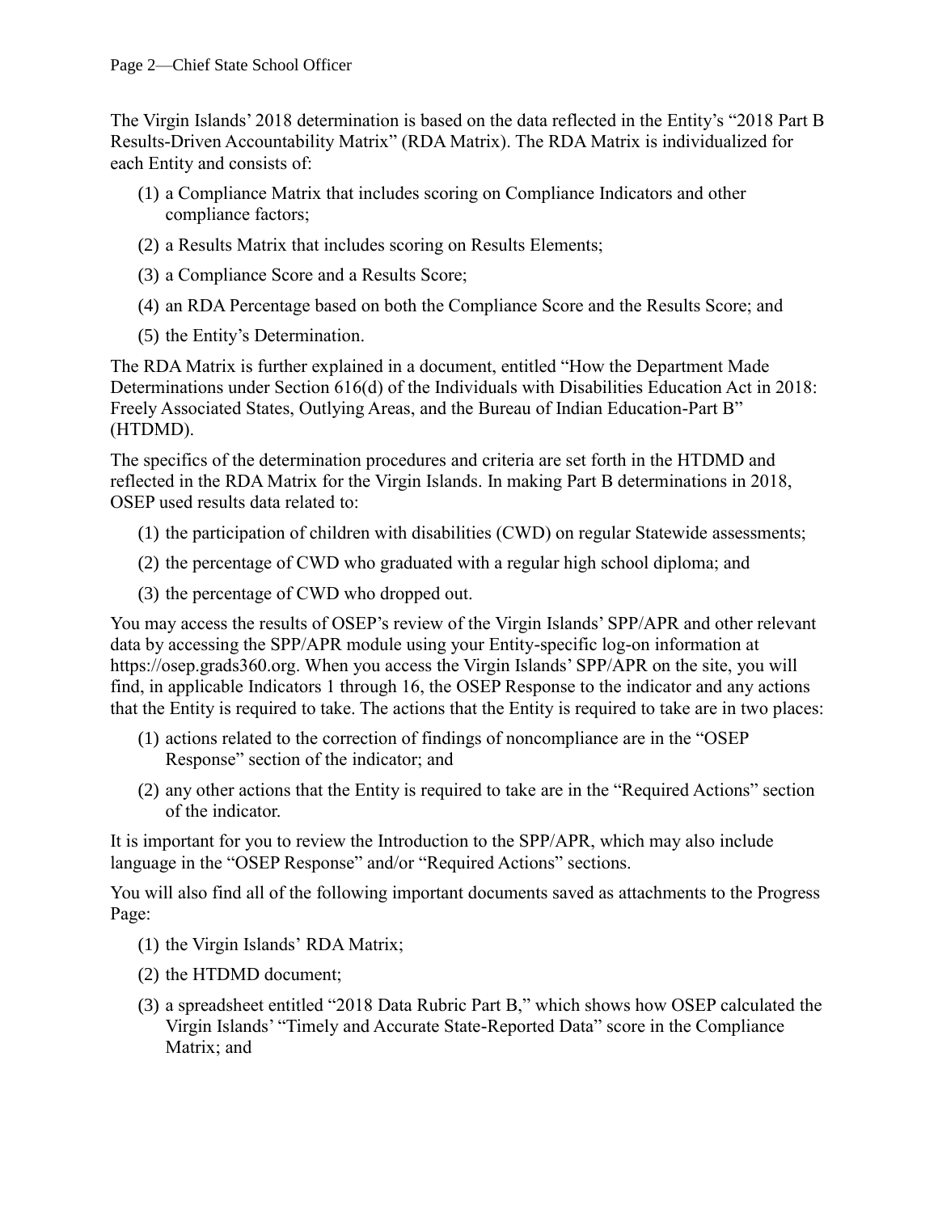The Virgin Islands' 2018 determination is based on the data reflected in the Entity's "2018 Part B Results-Driven Accountability Matrix" (RDA Matrix). The RDA Matrix is individualized for each Entity and consists of:

(1) a Compliance Matrix that includes scoring on Compliance Indicators and other compliance factors;

(2) a Results Matrix that includes scoring on Results Elements;

(3) a Compliance Score and a Results Score;

(4) an RDA Percentage based on both the Compliance Score and the Results Score; and

(5) the Entity's Determination.

The RDA Matrix is further explained in a document, entitled "How the Department Made Determinations under Section 616(d) of the Individuals with Disabilities Education Act in 2018: Freely Associated States, Outlying Areas, and the Bureau of Indian Education-Part B" (HTDMD).

The specifics of the determination procedures and criteria are set forth in the HTDMD and reflected in the RDA Matrix for the Virgin Islands. In making Part B determinations in 2018, OSEP used results data related to:

(1) the participation of children with disabilities (CWD) on regular Statewide assessments;

(2) the percentage of CWD who graduated with a regular high school diploma; and

(3) the percentage of CWD who dropped out.

You may access the results of OSEP's review of the Virgin Islands' SPP/APR and other relevant data by accessing the SPP/APR module using your Entity-specific log-on information at https://osep.grads360.org. When you access the Virgin Islands' SPP/APR on the site, you will find, in applicable Indicators 1 through 16, the OSEP Response to the indicator and any actions that the Entity is required to take. The actions that the Entity is required to take are in two places:

(1) actions related to the correction of findings of noncompliance are in the "OSEP Response" section of the indicator; and

(2) any other actions that the Entity is required to take are in the "Required Actions" section of the indicator.

It is important for you to review the Introduction to the SPP/APR, which may also include language in the "OSEP Response" and/or "Required Actions" sections.

You will also find all of the following important documents saved as attachments to the Progress Page:

(1) the Virgin Islands' RDA Matrix;

(2) the HTDMD document;

(3) a spreadsheet entitled "2018 Data Rubric Part B," which shows how OSEP calculated the Virgin Islands' "Timely and Accurate State-Reported Data" score in the Compliance Matrix; and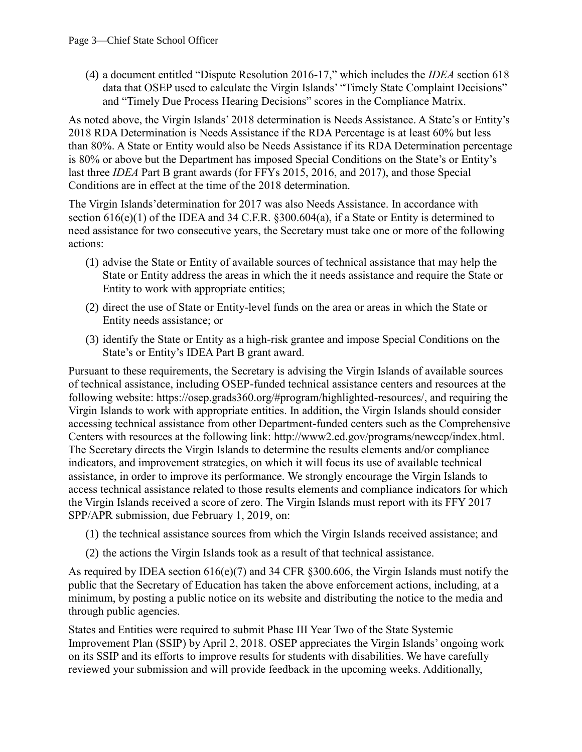(4) a document entitled "Dispute Resolution 2016-17," which includes the *IDEA* section 618 data that OSEP used to calculate the Virgin Islands' "Timely State Complaint Decisions" and "Timely Due Process Hearing Decisions" scores in the Compliance Matrix.

As noted above, the Virgin Islands' 2018 determination is Needs Assistance. A State's or Entity's 2018 RDA Determination is Needs Assistance if the RDA Percentage is at least 60% but less than 80%. A State or Entity would also be Needs Assistance if its RDA Determination percentage is 80% or above but the Department has imposed Special Conditions on the State's or Entity's last three *IDEA* Part B grant awards (for FFYs 2015, 2016, and 2017), and those Special Conditions are in effect at the time of the 2018 determination.

The Virgin Islands'determination for 2017 was also Needs Assistance. In accordance with section 616(e)(1) of the IDEA and 34 C.F.R. §300.604(a), if a State or Entity is determined to need assistance for two consecutive years, the Secretary must take one or more of the following actions:

(1) advise the State or Entity of available sources of technical assistance that may help the State or Entity address the areas in which the it needs assistance and require the State or Entity to work with appropriate entities;

(2) direct the use of State or Entity-level funds on the area or areas in which the State or Entity needs assistance; or

(3) identify the State or Entity as a high-risk grantee and impose Special Conditions on the State's or Entity's IDEA Part B grant award.

Pursuant to these requirements, the Secretary is advising the Virgin Islands of available sources of technical assistance, including OSEP-funded technical assistance centers and resources at the following website: https://osep.grads360.org/#program/highlighted-resources/, and requiring the Virgin Islands to work with appropriate entities. In addition, the Virgin Islands should consider accessing technical assistance from other Department-funded centers such as the Comprehensive Centers with resources at the following link: http://www2.ed.gov/programs/newccp/index.html. The Secretary directs the Virgin Islands to determine the results elements and/or compliance indicators, and improvement strategies, on which it will focus its use of available technical assistance, in order to improve its performance. We strongly encourage the Virgin Islands to access technical assistance related to those results elements and compliance indicators for which the Virgin Islands received a score of zero. The Virgin Islands must report with its FFY 2017 SPP/APR submission, due February 1, 2019, on:

(1) the technical assistance sources from which the Virgin Islands received assistance; and

(2) the actions the Virgin Islands took as a result of that technical assistance.

As required by IDEA section 616(e)(7) and 34 CFR §300.606, the Virgin Islands must notify the public that the Secretary of Education has taken the above enforcement actions, including, at a minimum, by posting a public notice on its website and distributing the notice to the media and through public agencies.

States and Entities were required to submit Phase III Year Two of the State Systemic Improvement Plan (SSIP) by April 2, 2018. OSEP appreciates the Virgin Islands' ongoing work on its SSIP and its efforts to improve results for students with disabilities. We have carefully reviewed your submission and will provide feedback in the upcoming weeks. Additionally,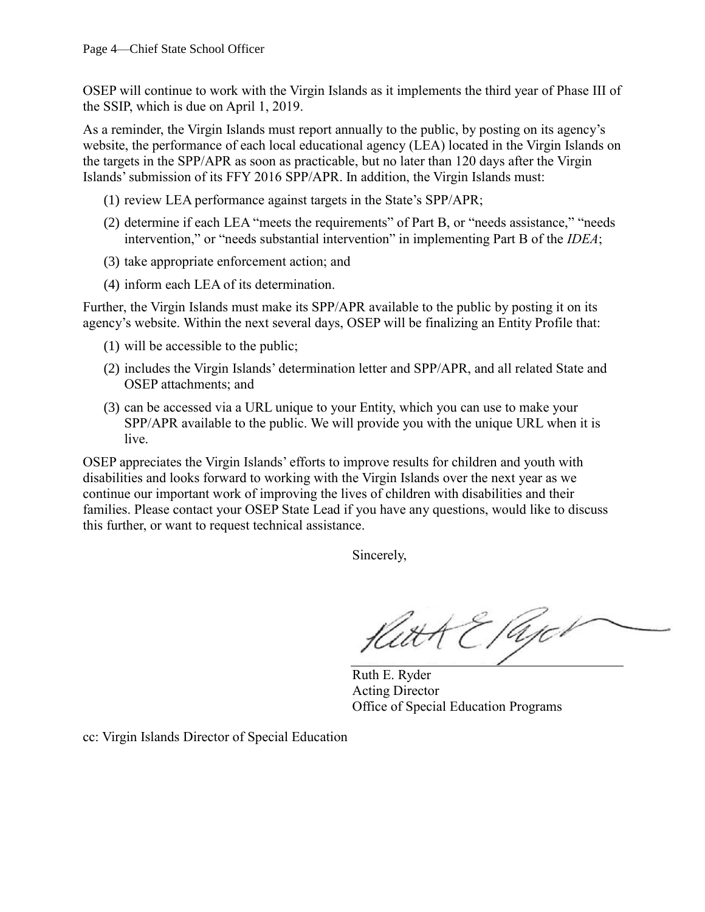OSEP will continue to work with the Virgin Islands as it implements the third year of Phase III of the SSIP, which is due on April 1, 2019.

As a reminder, the Virgin Islands must report annually to the public, by posting on its agency's website, the performance of each local educational agency (LEA) located in the Virgin Islands on the targets in the SPP/APR as soon as practicable, but no later than 120 days after the Virgin Islands' submission of its FFY 2016 SPP/APR. In addition, the Virgin Islands must:

(1) review LEA performance against targets in the State's SPP/APR;

(2) determine if each LEA "meets the requirements" of Part B, or "needs assistance," "needs intervention," or "needs substantial intervention" in implementing Part B of the *IDEA*;

(3) take appropriate enforcement action; and

(4) inform each LEA of its determination.

Further, the Virgin Islands must make its SPP/APR available to the public by posting it on its agency's website. Within the next several days, OSEP will be finalizing an Entity Profile that:

(1) will be accessible to the public;

(2) includes the Virgin Islands' determination letter and SPP/APR, and all related State and OSEP attachments; and

(3) can be accessed via a URL unique to your Entity, which you can use to make your SPP/APR available to the public. We will provide you with the unique URL when it is live.

OSEP appreciates the Virgin Islands' efforts to improve results for children and youth with disabilities and looks forward to working with the Virgin Islands over the next year as we continue our important work of improving the lives of children with disabilities and their families. Please contact your OSEP State Lead if you have any questions, would like to discuss this further, or want to request technical assistance.

Sincerely,

Ruth E. Ryder
Acting Director
Office of Special Education Programs

cc: Virgin Islands Director of Special Education